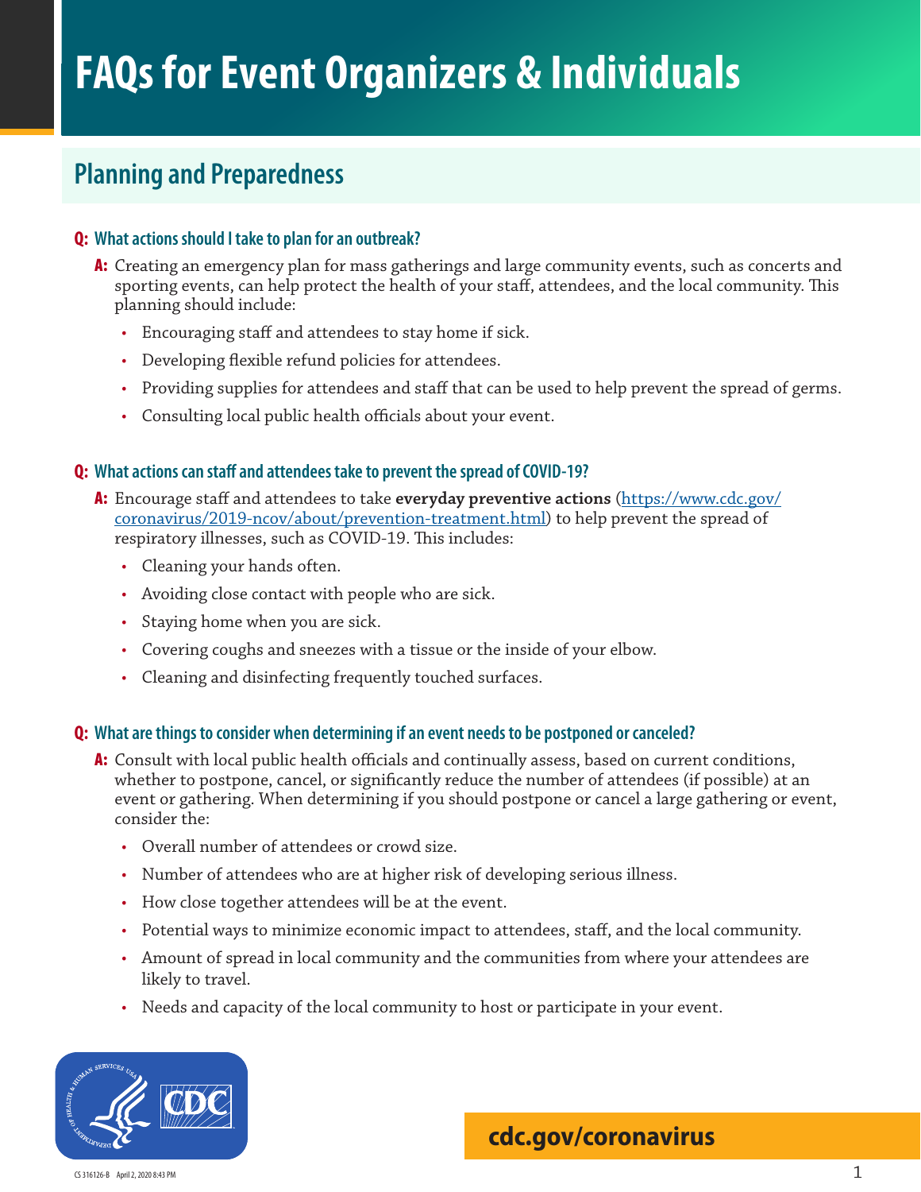# FAQs for Event Organizers & Individuals

## Planning and Preparedness

**Q: What actions should I take to plan for an outbreak?**

**A:** Creating an emergency plan for mass gatherings and large community events, such as concerts and sporting events, can help protect the health of your staff, attendees, and the local community. This planning should include:

- Encouraging staff and attendees to stay home if sick.
- Developing flexible refund policies for attendees.
- Providing supplies for attendees and staff that can be used to help prevent the spread of germs.
- Consulting local public health officials about your event.

**Q: What actions can staff and attendees take to prevent the spread of COVID-19?**

**A:** Encourage staff and attendees to take **everyday preventive actions** (https://www.cdc.gov/coronavirus/2019-ncov/about/prevention-treatment.html) to help prevent the spread of respiratory illnesses, such as COVID-19. This includes:

- Cleaning your hands often.
- Avoiding close contact with people who are sick.
- Staying home when you are sick.
- Covering coughs and sneezes with a tissue or the inside of your elbow.
- Cleaning and disinfecting frequently touched surfaces.

**Q: What are things to consider when determining if an event needs to be postponed or canceled?**

**A:** Consult with local public health officials and continually assess, based on current conditions, whether to postpone, cancel, or significantly reduce the number of attendees (if possible) at an event or gathering. When determining if you should postpone or cancel a large gathering or event, consider the:

- Overall number of attendees or crowd size.
- Number of attendees who are at higher risk of developing serious illness.
- How close together attendees will be at the event.
- Potential ways to minimize economic impact to attendees, staff, and the local community.
- Amount of spread in local community and the communities from where your attendees are likely to travel.
- Needs and capacity of the local community to host or participate in your event.

cdc.gov/coronavirus

CS 316126-B April 2, 2020 8:43 PM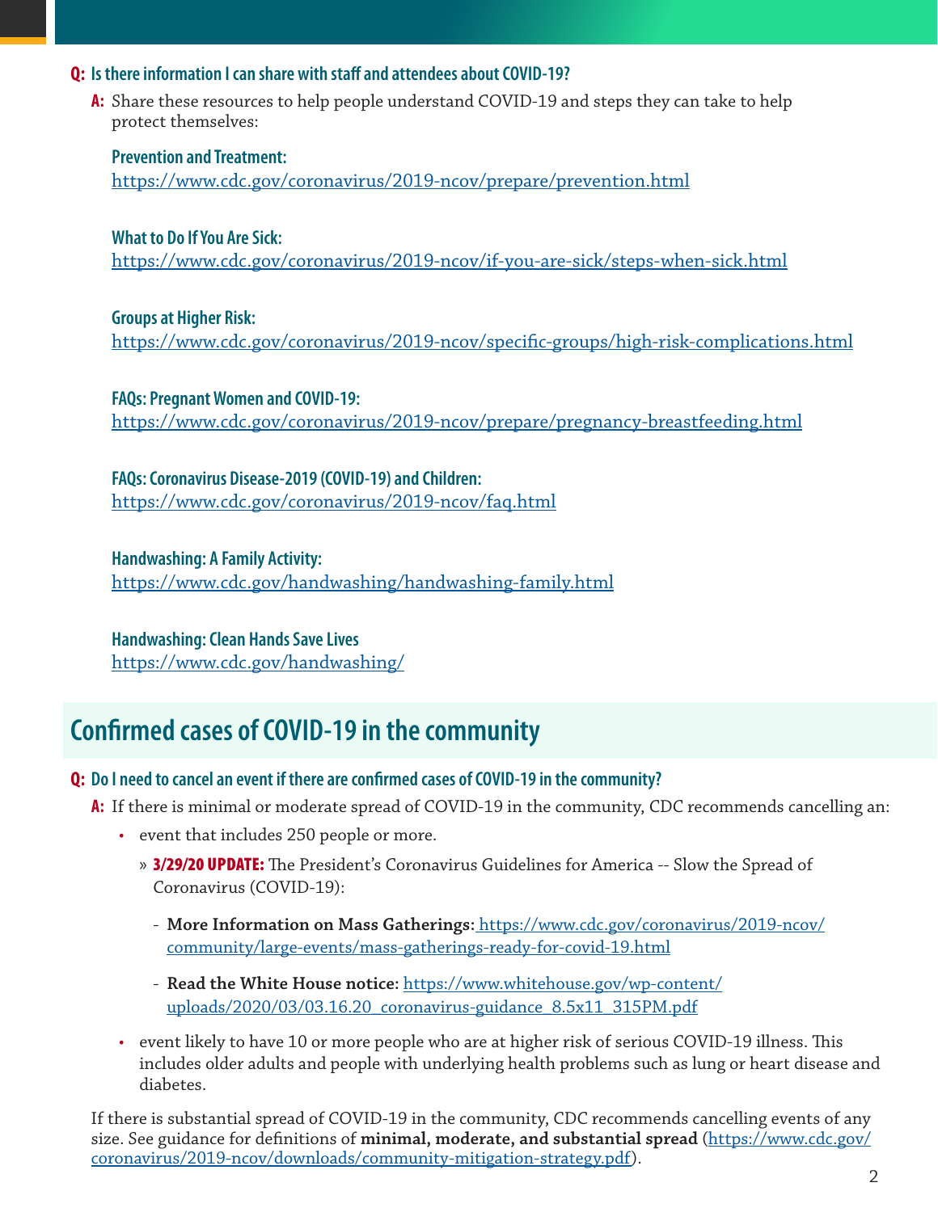**Q: Is there information I can share with staff and attendees about COVID-19?**

**A:** Share these resources to help people understand COVID-19 and steps they can take to help protect themselves:

**Prevention and Treatment:**
https://www.cdc.gov/coronavirus/2019-ncov/prepare/prevention.html

**What to Do If You Are Sick:**
https://www.cdc.gov/coronavirus/2019-ncov/if-you-are-sick/steps-when-sick.html

**Groups at Higher Risk:**
https://www.cdc.gov/coronavirus/2019-ncov/specific-groups/high-risk-complications.html

**FAQs: Pregnant Women and COVID-19:**
https://www.cdc.gov/coronavirus/2019-ncov/prepare/pregnancy-breastfeeding.html

**FAQs: Coronavirus Disease-2019 (COVID-19) and Children:**
https://www.cdc.gov/coronavirus/2019-ncov/faq.html

**Handwashing: A Family Activity:**
https://www.cdc.gov/handwashing/handwashing-family.html

**Handwashing: Clean Hands Save Lives**
https://www.cdc.gov/handwashing/

## Confirmed cases of COVID-19 in the community

**Q: Do I need to cancel an event if there are confirmed cases of COVID-19 in the community?**

**A:** If there is minimal or moderate spread of COVID-19 in the community, CDC recommends cancelling an:

- event that includes 250 people or more.
  - **3/29/20 UPDATE:** The President's Coronavirus Guidelines for America -- Slow the Spread of Coronavirus (COVID-19):
    - **More Information on Mass Gatherings:** https://www.cdc.gov/coronavirus/2019-ncov/community/large-events/mass-gatherings-ready-for-covid-19.html
    - **Read the White House notice:** https://www.whitehouse.gov/wp-content/uploads/2020/03/03.16.20_coronavirus-guidance_8.5x11_315PM.pdf
- event likely to have 10 or more people who are at higher risk of serious COVID-19 illness. This includes older adults and people with underlying health problems such as lung or heart disease and diabetes.

If there is substantial spread of COVID-19 in the community, CDC recommends cancelling events of any size. See guidance for definitions of **minimal, moderate, and substantial spread** (https://www.cdc.gov/coronavirus/2019-ncov/downloads/community-mitigation-strategy.pdf).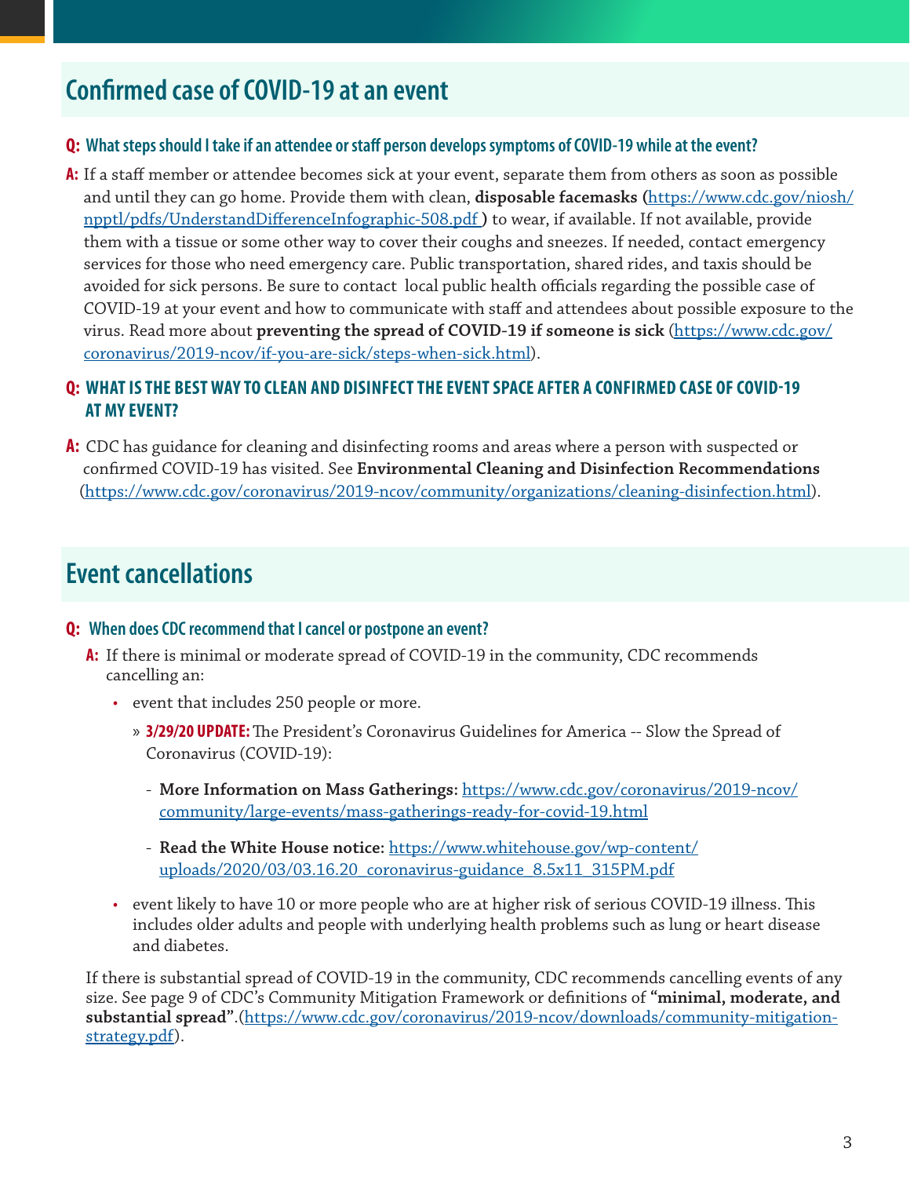## Confirmed case of COVID-19 at an event

**Q: What steps should I take if an attendee or staff person develops symptoms of COVID-19 while at the event?**

**A:** If a staff member or attendee becomes sick at your event, separate them from others as soon as possible and until they can go home. Provide them with clean, **disposable facemasks (**https://www.cdc.gov/niosh/npptl/pdfs/UnderstandDifferenceInfographic-508.pdf **)** to wear, if available. If not available, provide them with a tissue or some other way to cover their coughs and sneezes. If needed, contact emergency services for those who need emergency care. Public transportation, shared rides, and taxis should be avoided for sick persons. Be sure to contact local public health officials regarding the possible case of COVID-19 at your event and how to communicate with staff and attendees about possible exposure to the virus. Read more about **preventing the spread of COVID-19 if someone is sick** (https://www.cdc.gov/coronavirus/2019-ncov/if-you-are-sick/steps-when-sick.html).

**Q: WHAT IS THE BEST WAY TO CLEAN AND DISINFECT THE EVENT SPACE AFTER A CONFIRMED CASE OF COVID-19 AT MY EVENT?**

**A:** CDC has guidance for cleaning and disinfecting rooms and areas where a person with suspected or confirmed COVID-19 has visited. See **Environmental Cleaning and Disinfection Recommendations** (https://www.cdc.gov/coronavirus/2019-ncov/community/organizations/cleaning-disinfection.html).

## Event cancellations

**Q: When does CDC recommend that I cancel or postpone an event?**

**A:** If there is minimal or moderate spread of COVID-19 in the community, CDC recommends cancelling an:

- event that includes 250 people or more.
  - **3/29/20 UPDATE:** The President's Coronavirus Guidelines for America -- Slow the Spread of Coronavirus (COVID-19):
    - **More Information on Mass Gatherings:** https://www.cdc.gov/coronavirus/2019-ncov/community/large-events/mass-gatherings-ready-for-covid-19.html
    - **Read the White House notice:** https://www.whitehouse.gov/wp-content/uploads/2020/03/03.16.20_coronavirus-guidance_8.5x11_315PM.pdf
- event likely to have 10 or more people who are at higher risk of serious COVID-19 illness. This includes older adults and people with underlying health problems such as lung or heart disease and diabetes.

If there is substantial spread of COVID-19 in the community, CDC recommends cancelling events of any size. See page 9 of CDC's Community Mitigation Framework or definitions of **"minimal, moderate, and substantial spread"**.(https://www.cdc.gov/coronavirus/2019-ncov/downloads/community-mitigation-strategy.pdf).